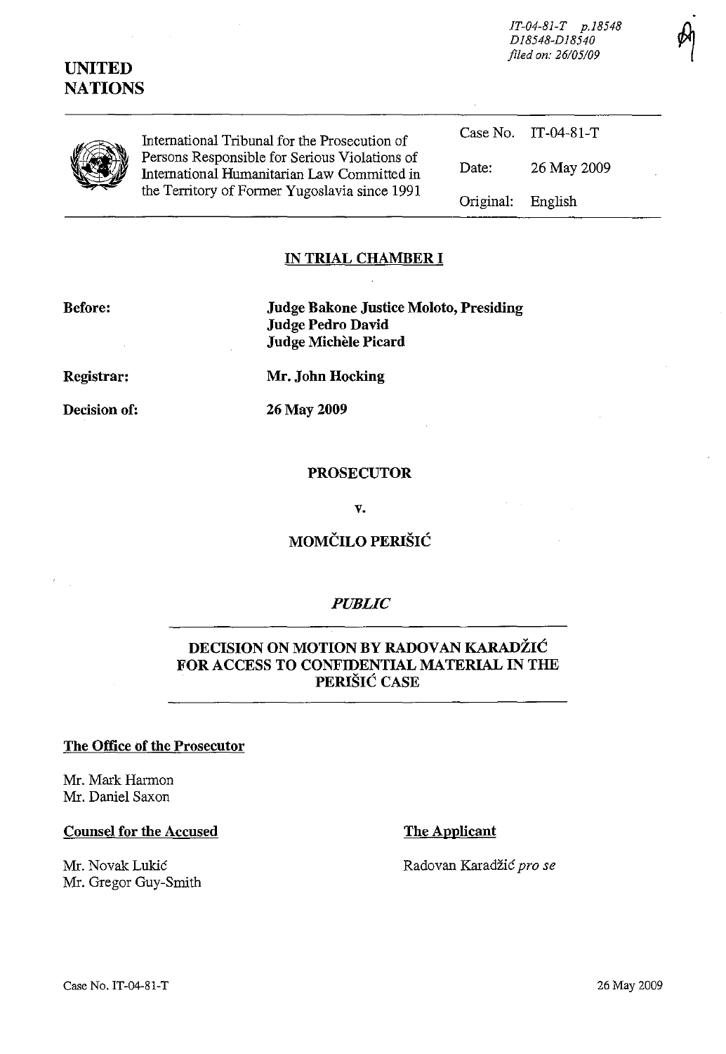IT-04-81-T p.18548
D18548-D18540
filed on: 26/05/09

**UNITED NATIONS**

International Tribunal for the Prosecution of Persons Responsible for Serious Violations of International Humanitarian Law Committed in the Territory of Former Yugoslavia since 1991

| | |
|---|---|
| Case No. | IT-04-81-T |
| Date: | 26 May 2009 |
| Original: | English |

## IN TRIAL CHAMBER I

**Before:** **Judge Bakone Justice Moloto, Presiding**
**Judge Pedro David**
**Judge Michèle Picard**

**Registrar:** **Mr. John Hocking**

**Decision of:** **26 May 2009**

**PROSECUTOR**

**v.**

**MOMČILO PERIŠIĆ**

***PUBLIC***

## DECISION ON MOTION BY RADOVAN KARADŽIĆ FOR ACCESS TO CONFIDENTIAL MATERIAL IN THE PERIŠIĆ CASE

**The Office of the Prosecutor**

Mr. Mark Harmon
Mr. Daniel Saxon

**Counsel for the Accused**

Mr. Novak Lukić
Mr. Gregor Guy-Smith

**The Applicant**

Radovan Karadžić *pro se*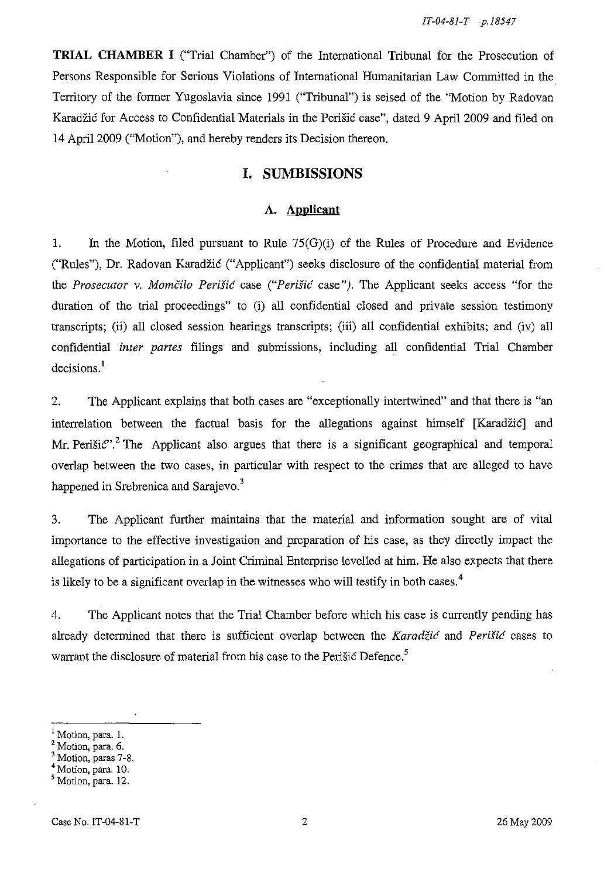**TRIAL CHAMBER I** ("Trial Chamber") of the International Tribunal for the Prosecution of Persons Responsible for Serious Violations of International Humanitarian Law Committed in the Territory of the former Yugoslavia since 1991 ("Tribunal") is seised of the "Motion by Radovan Karadžić for Access to Confidential Materials in the Perišić case", dated 9 April 2009 and filed on 14 April 2009 ("Motion"), and hereby renders its Decision thereon.

## I. SUMBISSIONS

### A. Applicant

1. In the Motion, filed pursuant to Rule 75(G)(i) of the Rules of Procedure and Evidence ("Rules"), Dr. Radovan Karadžić ("Applicant") seeks disclosure of the confidential material from the *Prosecutor v. Momčilo Perišić* case (*"Perišić* case*")*. The Applicant seeks access "for the duration of the trial proceedings" to (i) all confidential closed and private session testimony transcripts; (ii) all closed session hearings transcripts; (iii) all confidential exhibits; and (iv) all confidential *inter partes* filings and submissions, including all confidential Trial Chamber decisions.[1]

2. The Applicant explains that both cases are "exceptionally intertwined" and that there is "an interrelation between the factual basis for the allegations against himself [Karadžić] and Mr. Perišić".[2] The Applicant also argues that there is a significant geographical and temporal overlap between the two cases, in particular with respect to the crimes that are alleged to have happened in Srebrenica and Sarajevo.[3]

3. The Applicant further maintains that the material and information sought are of vital importance to the effective investigation and preparation of his case, as they directly impact the allegations of participation in a Joint Criminal Enterprise levelled at him. He also expects that there is likely to be a significant overlap in the witnesses who will testify in both cases.[4]

4. The Applicant notes that the Trial Chamber before which his case is currently pending has already determined that there is sufficient overlap between the *Karadžić* and *Perišić* cases to warrant the disclosure of material from his case to the Perišić Defence.[5]

---

[1] Motion, para. 1.
[2] Motion, para. 6.
[3] Motion, paras 7-8.
[4] Motion, para. 10.
[5] Motion, para. 12.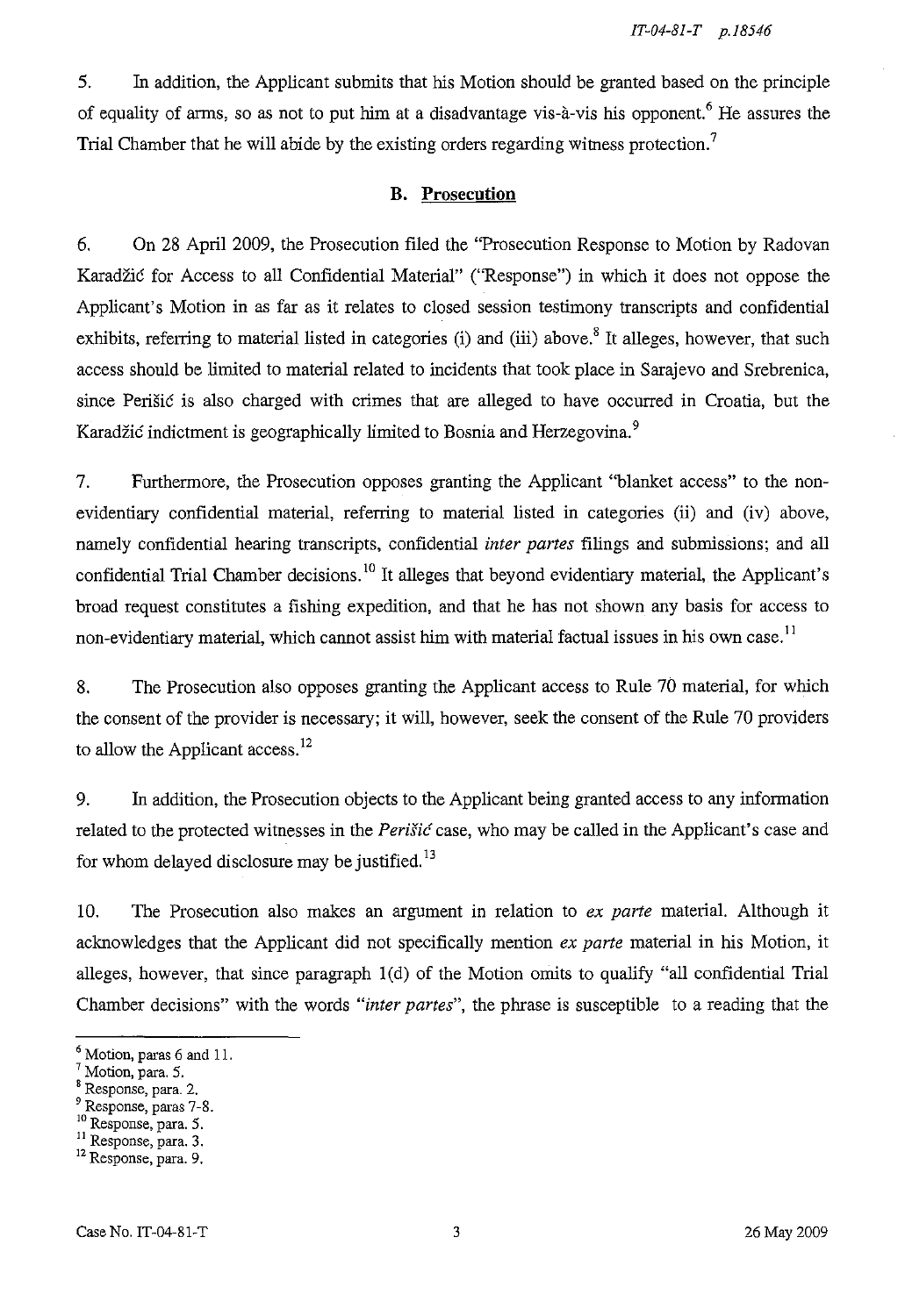5. In addition, the Applicant submits that his Motion should be granted based on the principle of equality of arms, so as not to put him at a disadvantage vis-à-vis his opponent.[6] He assures the Trial Chamber that he will abide by the existing orders regarding witness protection.[7]

### B. Prosecution

6. On 28 April 2009, the Prosecution filed the "Prosecution Response to Motion by Radovan Karadžić for Access to all Confidential Material" ("Response") in which it does not oppose the Applicant's Motion in as far as it relates to closed session testimony transcripts and confidential exhibits, referring to material listed in categories (i) and (iii) above.[8] It alleges, however, that such access should be limited to material related to incidents that took place in Sarajevo and Srebrenica, since Perišić is also charged with crimes that are alleged to have occurred in Croatia, but the Karadžić indictment is geographically limited to Bosnia and Herzegovina.[9]

7. Furthermore, the Prosecution opposes granting the Applicant "blanket access" to the non-evidentiary confidential material, referring to material listed in categories (ii) and (iv) above, namely confidential hearing transcripts, confidential *inter partes* filings and submissions; and all confidential Trial Chamber decisions.[10] It alleges that beyond evidentiary material, the Applicant's broad request constitutes a fishing expedition, and that he has not shown any basis for access to non-evidentiary material, which cannot assist him with material factual issues in his own case.[11]

8. The Prosecution also opposes granting the Applicant access to Rule 70 material, for which the consent of the provider is necessary; it will, however, seek the consent of the Rule 70 providers to allow the Applicant access.[12]

9. In addition, the Prosecution objects to the Applicant being granted access to any information related to the protected witnesses in the *Perišić* case, who may be called in the Applicant's case and for whom delayed disclosure may be justified.[13]

10. The Prosecution also makes an argument in relation to *ex parte* material. Although it acknowledges that the Applicant did not specifically mention *ex parte* material in his Motion, it alleges, however, that since paragraph 1(d) of the Motion omits to qualify "all confidential Trial Chamber decisions" with the words "*inter partes*", the phrase is susceptible to a reading that the

---

[6] Motion, paras 6 and 11.
[7] Motion, para. 5.
[8] Response, para. 2.
[9] Response, paras 7-8.
[10] Response, para. 5.
[11] Response, para. 3.
[12] Response, para. 9.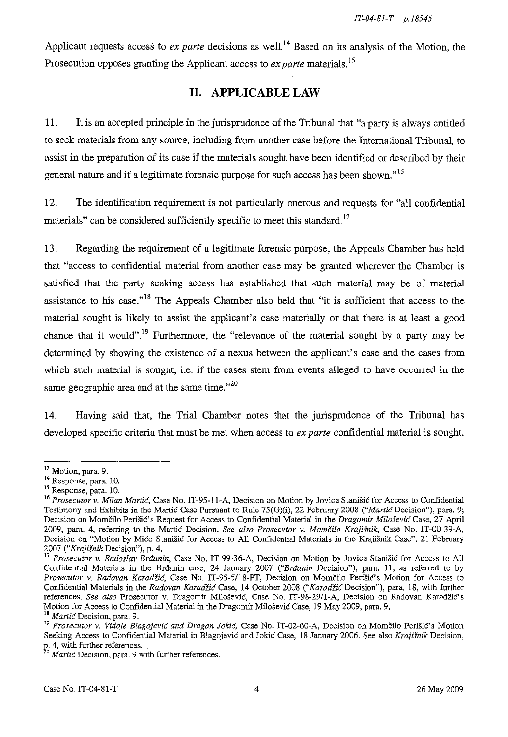Applicant requests access to *ex parte* decisions as well.[14] Based on its analysis of the Motion, the Prosecution opposes granting the Applicant access to *ex parte* materials.[15]

## II. APPLICABLE LAW

11. It is an accepted principle in the jurisprudence of the Tribunal that "a party is always entitled to seek materials from any source, including from another case before the International Tribunal, to assist in the preparation of its case if the materials sought have been identified or described by their general nature and if a legitimate forensic purpose for such access has been shown."[16]

12. The identification requirement is not particularly onerous and requests for "all confidential materials" can be considered sufficiently specific to meet this standard.[17]

13. Regarding the requirement of a legitimate forensic purpose, the Appeals Chamber has held that "access to confidential material from another case may be granted wherever the Chamber is satisfied that the party seeking access has established that such material may be of material assistance to his case."[18] The Appeals Chamber also held that "it is sufficient that access to the material sought is likely to assist the applicant's case materially or that there is at least a good chance that it would".[19] Furthermore, the "relevance of the material sought by a party may be determined by showing the existence of a nexus between the applicant's case and the cases from which such material is sought, i.e. if the cases stem from events alleged to have occurred in the same geographic area and at the same time."[20]

14. Having said that, the Trial Chamber notes that the jurisprudence of the Tribunal has developed specific criteria that must be met when access to *ex parte* confidential material is sought.

---

[13] Motion, para. 9.

[14] Response, para. 10.

[15] Response, para. 10.

[16] *Prosecutor v. Milan Martić*, Case No. IT-95-11-A, Decision on Motion by Jovica Stanišić for Access to Confidential Testimony and Exhibits in the Martić Case Pursuant to Rule 75(G)(i), 22 February 2008 ("*Martić* Decision"), para. 9; Decision on Momčilo Perišić's Request for Access to Confidential Material in the *Dragomir Milošević* Case, 27 April 2009, para. 4, referring to the Martić Decision. *See also Prosecutor v. Momčilo Krajišnik*, Case No. IT-00-39-A, Decision on "Motion by Mićo Stanišić for Access to All Confidential Materials in the Krajišnik Case", 21 February 2007 ("*Krajišnik* Decision"), p. 4.

[17] *Prosecutor v. Radoslav Brđanin*, Case No. IT-99-36-A, Decision on Motion by Jovica Stanišić for Access to All Confidential Materials in the Brđanin case, 24 January 2007 ("*Brđanin* Decision"), para. 11, as referred to by *Prosecutor v. Radovan Karadžić*, Case No. IT-95-5/18-PT, Decision on Momčilo Perišić's Motion for Access to Confidential Materials in the *Radovan Karadžić* Case, 14 October 2008 ("*Karadžić* Decision"), para. 18, with further references. *See also* Prosecutor v. Dragomir Milošević, Case No. IT-98-29/1-A, Decision on Radovan Karadžić's Motion for Access to Confidential Material in the Dragomir Milošević Case, 19 May 2009, para. 9,

[18] *Martić* Decision, para. 9.

[19] *Prosecutor v. Vidoje Blagojević and Dragan Jokić*, Case No. IT-02-60-A, Decision on Momčilo Perišić's Motion Seeking Access to Confidential Material in Blagojević and Jokić Case, 18 January 2006. See also *Krajišnik* Decision, p. 4, with further references.

[20] *Martić* Decision, para. 9 with further references.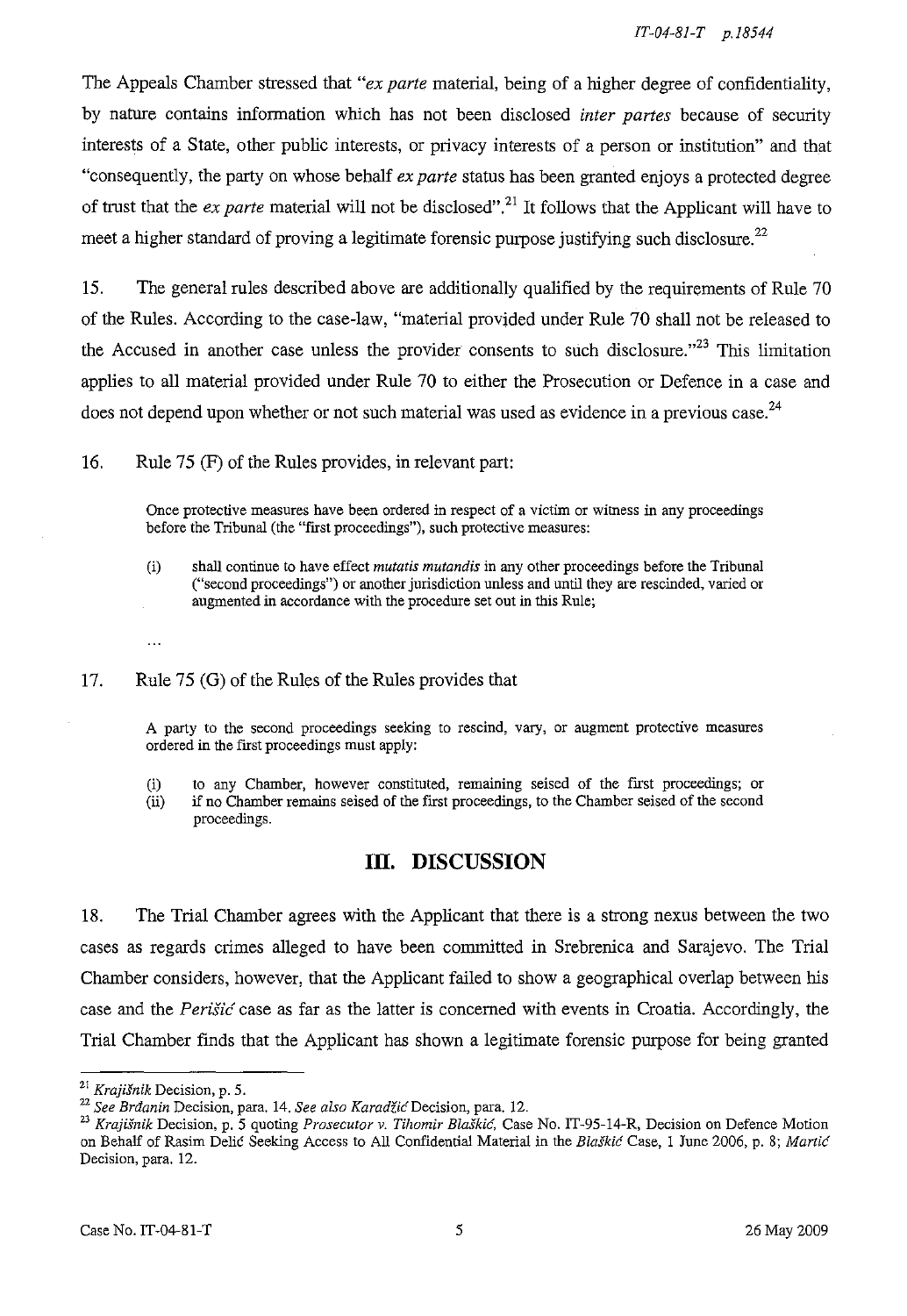The Appeals Chamber stressed that "*ex parte* material, being of a higher degree of confidentiality, by nature contains information which has not been disclosed *inter partes* because of security interests of a State, other public interests, or privacy interests of a person or institution" and that "consequently, the party on whose behalf *ex parte* status has been granted enjoys a protected degree of trust that the *ex parte* material will not be disclosed".[21] It follows that the Applicant will have to meet a higher standard of proving a legitimate forensic purpose justifying such disclosure.[22]

15. The general rules described above are additionally qualified by the requirements of Rule 70 of the Rules. According to the case-law, "material provided under Rule 70 shall not be released to the Accused in another case unless the provider consents to such disclosure."[23] This limitation applies to all material provided under Rule 70 to either the Prosecution or Defence in a case and does not depend upon whether or not such material was used as evidence in a previous case.[24]

16. Rule 75 (F) of the Rules provides, in relevant part:

> Once protective measures have been ordered in respect of a victim or witness in any proceedings before the Tribunal (the "first proceedings"), such protective measures:
>
> (i) shall continue to have effect *mutatis mutandis* in any other proceedings before the Tribunal ("second proceedings") or another jurisdiction unless and until they are rescinded, varied or augmented in accordance with the procedure set out in this Rule;
>
> ...

17. Rule 75 (G) of the Rules of the Rules provides that

> A party to the second proceedings seeking to rescind, vary, or augment protective measures ordered in the first proceedings must apply:
>
> (i) to any Chamber, however constituted, remaining seised of the first proceedings; or
> (ii) if no Chamber remains seised of the first proceedings, to the Chamber seised of the second proceedings.

## III. DISCUSSION

18. The Trial Chamber agrees with the Applicant that there is a strong nexus between the two cases as regards crimes alleged to have been committed in Srebrenica and Sarajevo. The Trial Chamber considers, however, that the Applicant failed to show a geographical overlap between his case and the *Perišić* case as far as the latter is concerned with events in Croatia. Accordingly, the Trial Chamber finds that the Applicant has shown a legitimate forensic purpose for being granted

---

[21] *Krajišnik* Decision, p. 5.

[22] *See Brđanin* Decision, para. 14. *See also Karadžić* Decision, para. 12.

[23] *Krajišnik* Decision, p. 5 quoting *Prosecutor v. Tihomir Blaškić*, Case No. IT-95-14-R, Decision on Defence Motion on Behalf of Rasim Delić Seeking Access to All Confidential Material in the *Blaškić* Case, 1 June 2006, p. 8; *Martić* Decision, para. 12.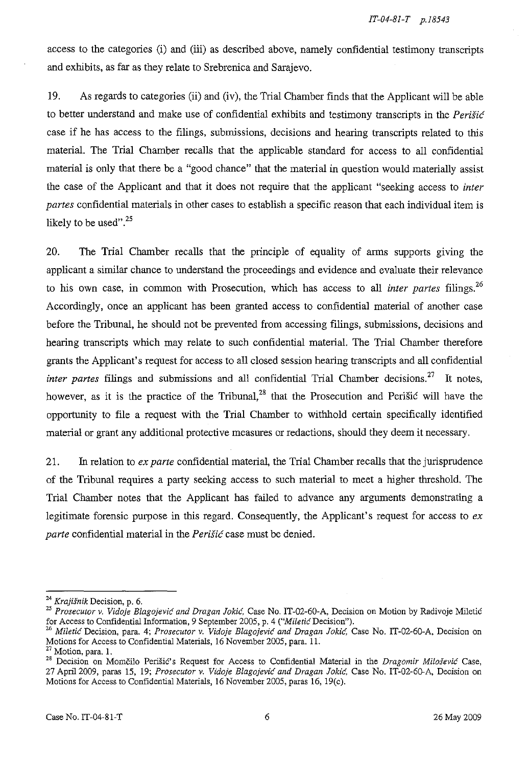access to the categories (i) and (iii) as described above, namely confidential testimony transcripts and exhibits, as far as they relate to Srebrenica and Sarajevo.

19. As regards to categories (ii) and (iv), the Trial Chamber finds that the Applicant will be able to better understand and make use of confidential exhibits and testimony transcripts in the *Perišić* case if he has access to the filings, submissions, decisions and hearing transcripts related to this material. The Trial Chamber recalls that the applicable standard for access to all confidential material is only that there be a "good chance" that the material in question would materially assist the case of the Applicant and that it does not require that the applicant "seeking access to *inter partes* confidential materials in other cases to establish a specific reason that each individual item is likely to be used".[25]

20. The Trial Chamber recalls that the principle of equality of arms supports giving the applicant a similar chance to understand the proceedings and evidence and evaluate their relevance to his own case, in common with Prosecution, which has access to all *inter partes* filings.[26] Accordingly, once an applicant has been granted access to confidential material of another case before the Tribunal, he should not be prevented from accessing filings, submissions, decisions and hearing transcripts which may relate to such confidential material. The Trial Chamber therefore grants the Applicant's request for access to all closed session hearing transcripts and all confidential *inter partes* filings and submissions and all confidential Trial Chamber decisions.[27] It notes, however, as it is the practice of the Tribunal,[28] that the Prosecution and Perišić will have the opportunity to file a request with the Trial Chamber to withhold certain specifically identified material or grant any additional protective measures or redactions, should they deem it necessary.

21. In relation to *ex parte* confidential material, the Trial Chamber recalls that the jurisprudence of the Tribunal requires a party seeking access to such material to meet a higher threshold. The Trial Chamber notes that the Applicant has failed to advance any arguments demonstrating a legitimate forensic purpose in this regard. Consequently, the Applicant's request for access to *ex parte* confidential material in the *Perišić* case must be denied.

---

[24] *Krajišnik* Decision, p. 6.

[25] *Prosecutor v. Vidoje Blagojević and Dragan Jokić*, Case No. IT-02-60-A, Decision on Motion by Radivoje Miletić for Access to Confidential Information, 9 September 2005, p. 4 ("*Miletić* Decision").

[26] *Miletić* Decision, para. 4; *Prosecutor v. Vidoje Blagojević and Dragan Jokić*, Case No. IT-02-60-A, Decision on Motions for Access to Confidential Materials, 16 November 2005, para. 11.

[27] Motion, para. 1.

[28] Decision on Momčilo Perišić's Request for Access to Confidential Material in the *Dragomir Milošević* Case, 27 April 2009, paras 15, 19; *Prosecutor v. Vidoje Blagojević and Dragan Jokić*, Case No. IT-02-60-A, Decision on Motions for Access to Confidential Materials, 16 November 2005, paras 16, 19(c).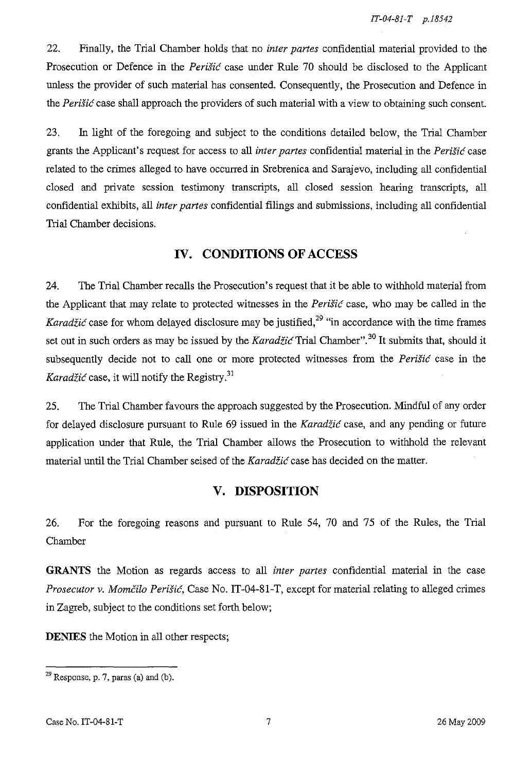22. Finally, the Trial Chamber holds that no *inter partes* confidential material provided to the Prosecution or Defence in the *Perišić* case under Rule 70 should be disclosed to the Applicant unless the provider of such material has consented. Consequently, the Prosecution and Defence in the *Perišić* case shall approach the providers of such material with a view to obtaining such consent.

23. In light of the foregoing and subject to the conditions detailed below, the Trial Chamber grants the Applicant's request for access to all *inter partes* confidential material in the *Perišić* case related to the crimes alleged to have occurred in Srebrenica and Sarajevo, including all confidential closed and private session testimony transcripts, all closed session hearing transcripts, all confidential exhibits, all *inter partes* confidential filings and submissions, including all confidential Trial Chamber decisions.

## IV. CONDITIONS OF ACCESS

24. The Trial Chamber recalls the Prosecution's request that it be able to withhold material from the Applicant that may relate to protected witnesses in the *Perišić* case, who may be called in the *Karadžić* case for whom delayed disclosure may be justified,[29] "in accordance with the time frames set out in such orders as may be issued by the *Karadžić* Trial Chamber".[30] It submits that, should it subsequently decide not to call one or more protected witnesses from the *Perišić* case in the *Karadžić* case, it will notify the Registry.[31]

25. The Trial Chamber favours the approach suggested by the Prosecution. Mindful of any order for delayed disclosure pursuant to Rule 69 issued in the *Karadžić* case, and any pending or future application under that Rule, the Trial Chamber allows the Prosecution to withhold the relevant material until the Trial Chamber seised of the *Karadžić* case has decided on the matter.

## V. DISPOSITION

26. For the foregoing reasons and pursuant to Rule 54, 70 and 75 of the Rules, the Trial Chamber

**GRANTS** the Motion as regards access to all *inter partes* confidential material in the case *Prosecutor v. Momčilo Perišić*, Case No. IT-04-81-T, except for material relating to alleged crimes in Zagreb, subject to the conditions set forth below;

**DENIES** the Motion in all other respects;

---

[29] Response, p. 7, paras (a) and (b).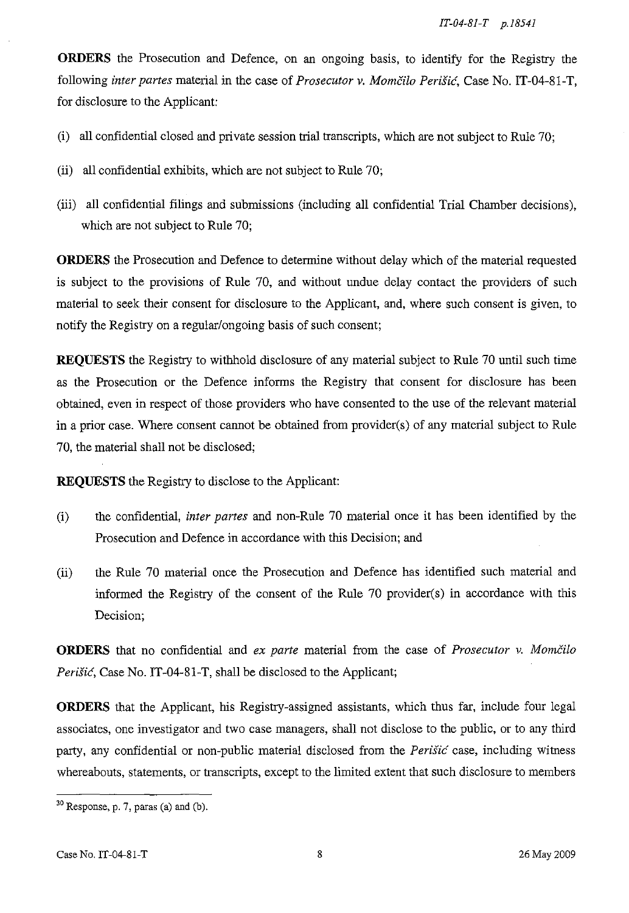**ORDERS** the Prosecution and Defence, on an ongoing basis, to identify for the Registry the following *inter partes* material in the case of *Prosecutor v. Momčilo Perišić*, Case No. IT-04-81-T, for disclosure to the Applicant:

(i) all confidential closed and private session trial transcripts, which are not subject to Rule 70;

(ii) all confidential exhibits, which are not subject to Rule 70;

(iii) all confidential filings and submissions (including all confidential Trial Chamber decisions), which are not subject to Rule 70;

**ORDERS** the Prosecution and Defence to determine without delay which of the material requested is subject to the provisions of Rule 70, and without undue delay contact the providers of such material to seek their consent for disclosure to the Applicant, and, where such consent is given, to notify the Registry on a regular/ongoing basis of such consent;

**REQUESTS** the Registry to withhold disclosure of any material subject to Rule 70 until such time as the Prosecution or the Defence informs the Registry that consent for disclosure has been obtained, even in respect of those providers who have consented to the use of the relevant material in a prior case. Where consent cannot be obtained from provider(s) of any material subject to Rule 70, the material shall not be disclosed;

**REQUESTS** the Registry to disclose to the Applicant:

(i) the confidential, *inter partes* and non-Rule 70 material once it has been identified by the Prosecution and Defence in accordance with this Decision; and

(ii) the Rule 70 material once the Prosecution and Defence has identified such material and informed the Registry of the consent of the Rule 70 provider(s) in accordance with this Decision;

**ORDERS** that no confidential and *ex parte* material from the case of *Prosecutor v. Momčilo Perišić*, Case No. IT-04-81-T, shall be disclosed to the Applicant;

**ORDERS** that the Applicant, his Registry-assigned assistants, which thus far, include four legal associates, one investigator and two case managers, shall not disclose to the public, or to any third party, any confidential or non-public material disclosed from the *Perišić* case, including witness whereabouts, statements, or transcripts, except to the limited extent that such disclosure to members

[30] Response, p. 7, paras (a) and (b).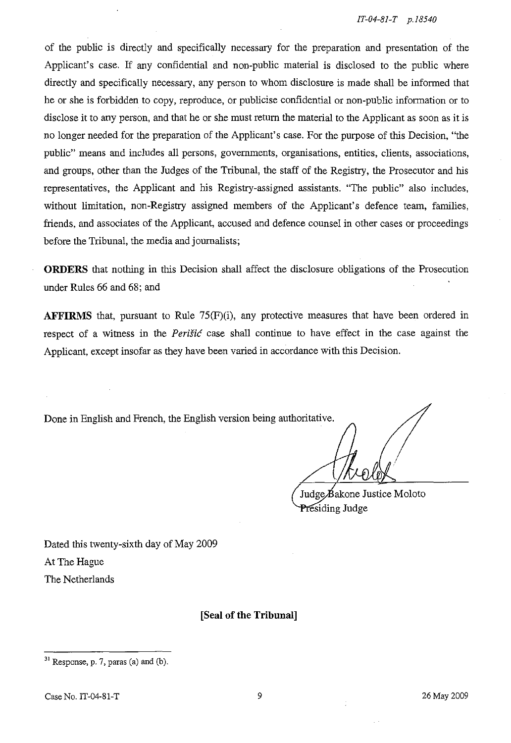of the public is directly and specifically necessary for the preparation and presentation of the Applicant's case. If any confidential and non-public material is disclosed to the public where directly and specifically necessary, any person to whom disclosure is made shall be informed that he or she is forbidden to copy, reproduce, or publicise confidential or non-public information or to disclose it to any person, and that he or she must return the material to the Applicant as soon as it is no longer needed for the preparation of the Applicant's case. For the purpose of this Decision, "the public" means and includes all persons, governments, organisations, entities, clients, associations, and groups, other than the Judges of the Tribunal, the staff of the Registry, the Prosecutor and his representatives, the Applicant and his Registry-assigned assistants. "The public" also includes, without limitation, non-Registry assigned members of the Applicant's defence team, families, friends, and associates of the Applicant, accused and defence counsel in other cases or proceedings before the Tribunal, the media and journalists;

**ORDERS** that nothing in this Decision shall affect the disclosure obligations of the Prosecution under Rules 66 and 68; and

**AFFIRMS** that, pursuant to Rule 75(F)(i), any protective measures that have been ordered in respect of a witness in the *Perišić* case shall continue to have effect in the case against the Applicant, except insofar as they have been varied in accordance with this Decision.

Done in English and French, the English version being authoritative.

Judge Bakone Justice Moloto
Presiding Judge

Dated this twenty-sixth day of May 2009
At The Hague
The Netherlands

**[Seal of the Tribunal]**

[31] Response, p. 7, paras (a) and (b).